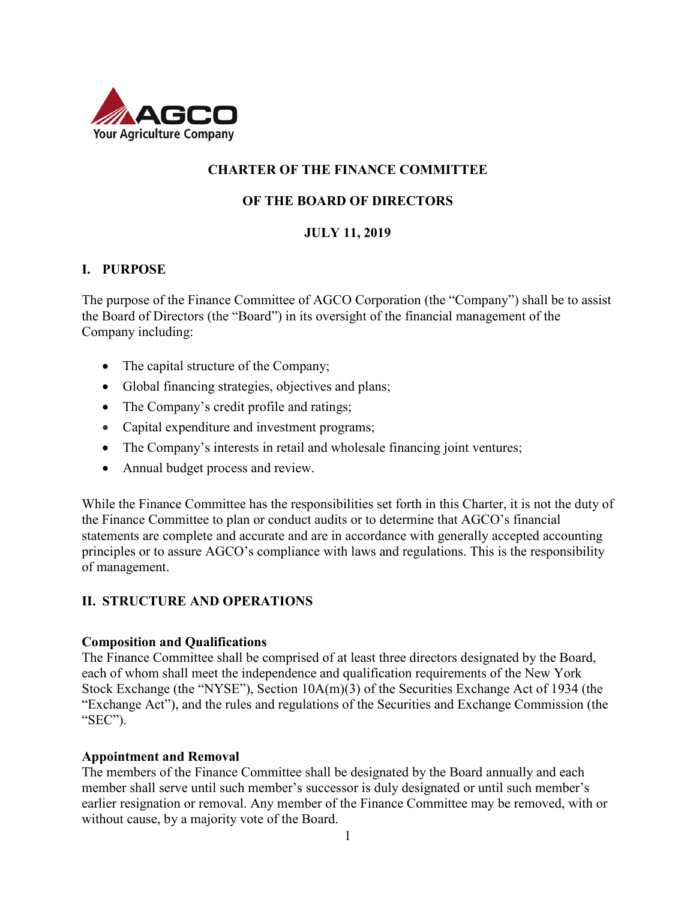AGCO
Your Agriculture Company

# CHARTER OF THE FINANCE COMMITTEE

# OF THE BOARD OF DIRECTORS

**JULY 11, 2019**

## I. PURPOSE

The purpose of the Finance Committee of AGCO Corporation (the "Company") shall be to assist the Board of Directors (the "Board") in its oversight of the financial management of the Company including:

- The capital structure of the Company;
- Global financing strategies, objectives and plans;
- The Company's credit profile and ratings;
- Capital expenditure and investment programs;
- The Company's interests in retail and wholesale financing joint ventures;
- Annual budget process and review.

While the Finance Committee has the responsibilities set forth in this Charter, it is not the duty of the Finance Committee to plan or conduct audits or to determine that AGCO's financial statements are complete and accurate and are in accordance with generally accepted accounting principles or to assure AGCO's compliance with laws and regulations. This is the responsibility of management.

## II. STRUCTURE AND OPERATIONS

**Composition and Qualifications**

The Finance Committee shall be comprised of at least three directors designated by the Board, each of whom shall meet the independence and qualification requirements of the New York Stock Exchange (the "NYSE"), Section 10A(m)(3) of the Securities Exchange Act of 1934 (the "Exchange Act"), and the rules and regulations of the Securities and Exchange Commission (the "SEC").

**Appointment and Removal**

The members of the Finance Committee shall be designated by the Board annually and each member shall serve until such member's successor is duly designated or until such member's earlier resignation or removal. Any member of the Finance Committee may be removed, with or without cause, by a majority vote of the Board.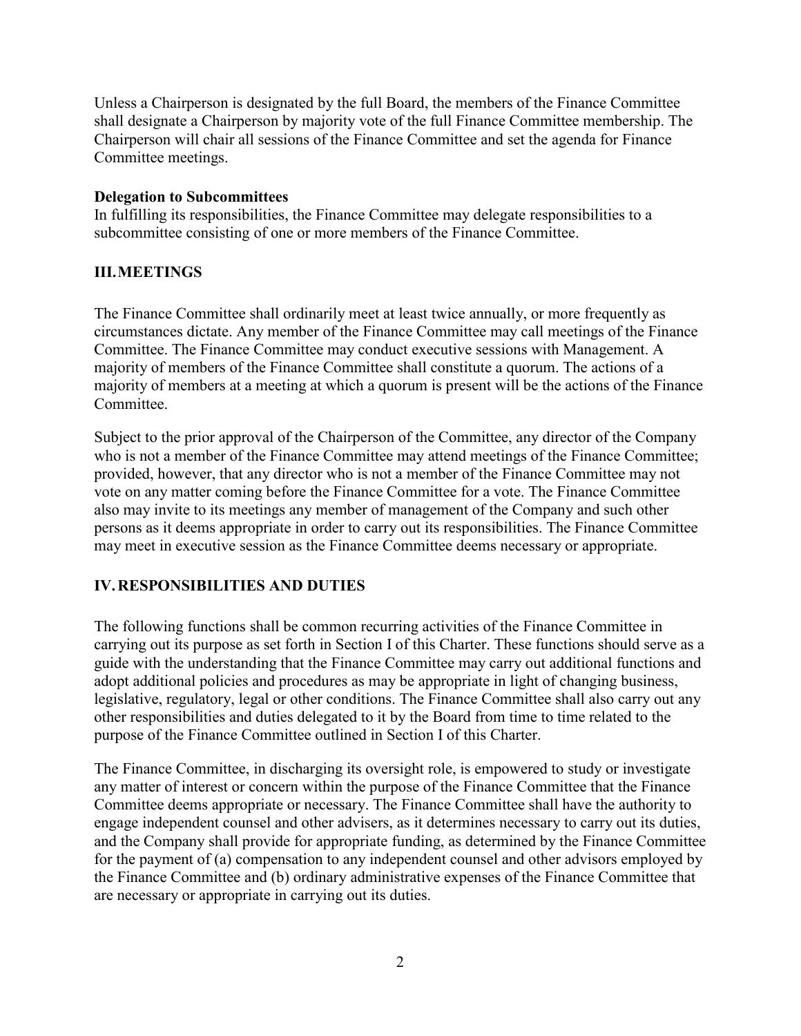Unless a Chairperson is designated by the full Board, the members of the Finance Committee shall designate a Chairperson by majority vote of the full Finance Committee membership. The Chairperson will chair all sessions of the Finance Committee and set the agenda for Finance Committee meetings.

**Delegation to Subcommittees**

In fulfilling its responsibilities, the Finance Committee may delegate responsibilities to a subcommittee consisting of one or more members of the Finance Committee.

## III. MEETINGS

The Finance Committee shall ordinarily meet at least twice annually, or more frequently as circumstances dictate. Any member of the Finance Committee may call meetings of the Finance Committee. The Finance Committee may conduct executive sessions with Management. A majority of members of the Finance Committee shall constitute a quorum. The actions of a majority of members at a meeting at which a quorum is present will be the actions of the Finance Committee.

Subject to the prior approval of the Chairperson of the Committee, any director of the Company who is not a member of the Finance Committee may attend meetings of the Finance Committee; provided, however, that any director who is not a member of the Finance Committee may not vote on any matter coming before the Finance Committee for a vote. The Finance Committee also may invite to its meetings any member of management of the Company and such other persons as it deems appropriate in order to carry out its responsibilities. The Finance Committee may meet in executive session as the Finance Committee deems necessary or appropriate.

## IV. RESPONSIBILITIES AND DUTIES

The following functions shall be common recurring activities of the Finance Committee in carrying out its purpose as set forth in Section I of this Charter. These functions should serve as a guide with the understanding that the Finance Committee may carry out additional functions and adopt additional policies and procedures as may be appropriate in light of changing business, legislative, regulatory, legal or other conditions. The Finance Committee shall also carry out any other responsibilities and duties delegated to it by the Board from time to time related to the purpose of the Finance Committee outlined in Section I of this Charter.

The Finance Committee, in discharging its oversight role, is empowered to study or investigate any matter of interest or concern within the purpose of the Finance Committee that the Finance Committee deems appropriate or necessary. The Finance Committee shall have the authority to engage independent counsel and other advisers, as it determines necessary to carry out its duties, and the Company shall provide for appropriate funding, as determined by the Finance Committee for the payment of (a) compensation to any independent counsel and other advisors employed by the Finance Committee and (b) ordinary administrative expenses of the Finance Committee that are necessary or appropriate in carrying out its duties.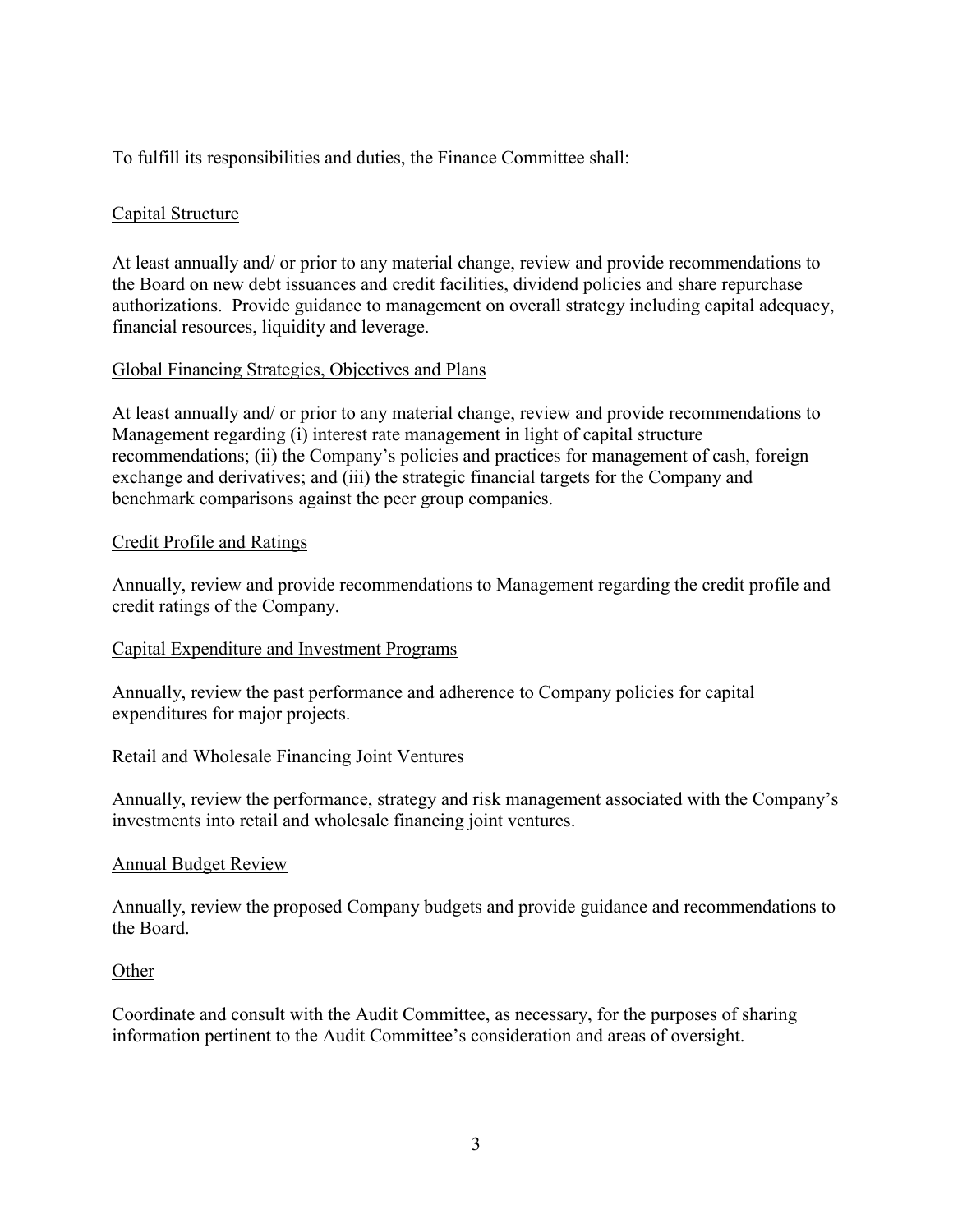To fulfill its responsibilities and duties, the Finance Committee shall:

## Capital Structure

At least annually and/ or prior to any material change, review and provide recommendations to the Board on new debt issuances and credit facilities, dividend policies and share repurchase authorizations. Provide guidance to management on overall strategy including capital adequacy, financial resources, liquidity and leverage.

## Global Financing Strategies, Objectives and Plans

At least annually and/ or prior to any material change, review and provide recommendations to Management regarding (i) interest rate management in light of capital structure recommendations; (ii) the Company's policies and practices for management of cash, foreign exchange and derivatives; and (iii) the strategic financial targets for the Company and benchmark comparisons against the peer group companies.

## Credit Profile and Ratings

Annually, review and provide recommendations to Management regarding the credit profile and credit ratings of the Company.

## Capital Expenditure and Investment Programs

Annually, review the past performance and adherence to Company policies for capital expenditures for major projects.

## Retail and Wholesale Financing Joint Ventures

Annually, review the performance, strategy and risk management associated with the Company's investments into retail and wholesale financing joint ventures.

## Annual Budget Review

Annually, review the proposed Company budgets and provide guidance and recommendations to the Board.

## Other

Coordinate and consult with the Audit Committee, as necessary, for the purposes of sharing information pertinent to the Audit Committee's consideration and areas of oversight.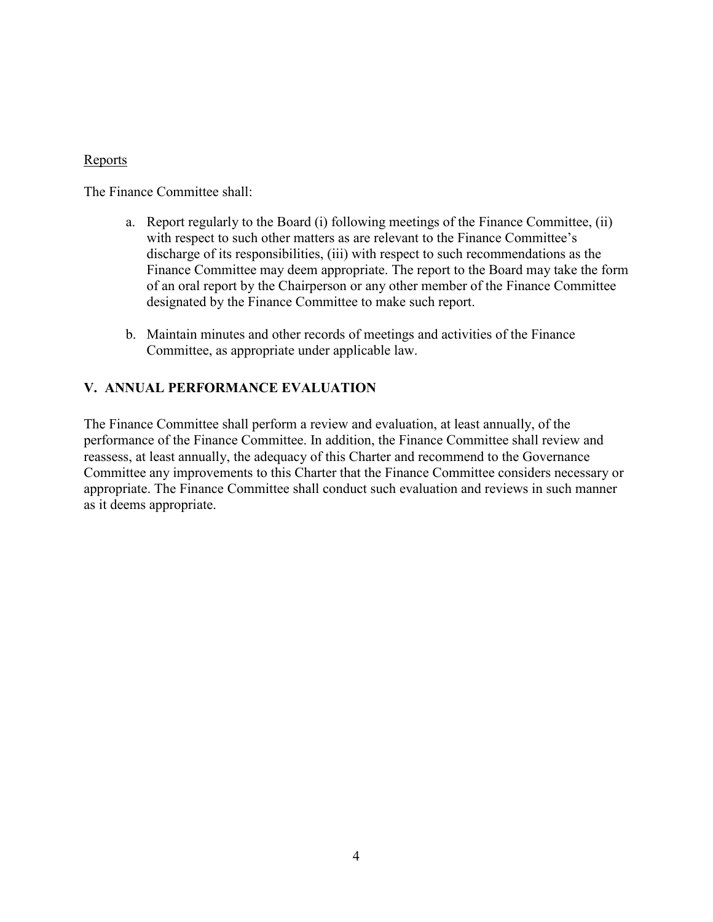<u>Reports</u>

The Finance Committee shall:

a. Report regularly to the Board (i) following meetings of the Finance Committee, (ii) with respect to such other matters as are relevant to the Finance Committee's discharge of its responsibilities, (iii) with respect to such recommendations as the Finance Committee may deem appropriate. The report to the Board may take the form of an oral report by the Chairperson or any other member of the Finance Committee designated by the Finance Committee to make such report.

b. Maintain minutes and other records of meetings and activities of the Finance Committee, as appropriate under applicable law.

## V. ANNUAL PERFORMANCE EVALUATION

The Finance Committee shall perform a review and evaluation, at least annually, of the performance of the Finance Committee. In addition, the Finance Committee shall review and reassess, at least annually, the adequacy of this Charter and recommend to the Governance Committee any improvements to this Charter that the Finance Committee considers necessary or appropriate. The Finance Committee shall conduct such evaluation and reviews in such manner as it deems appropriate.